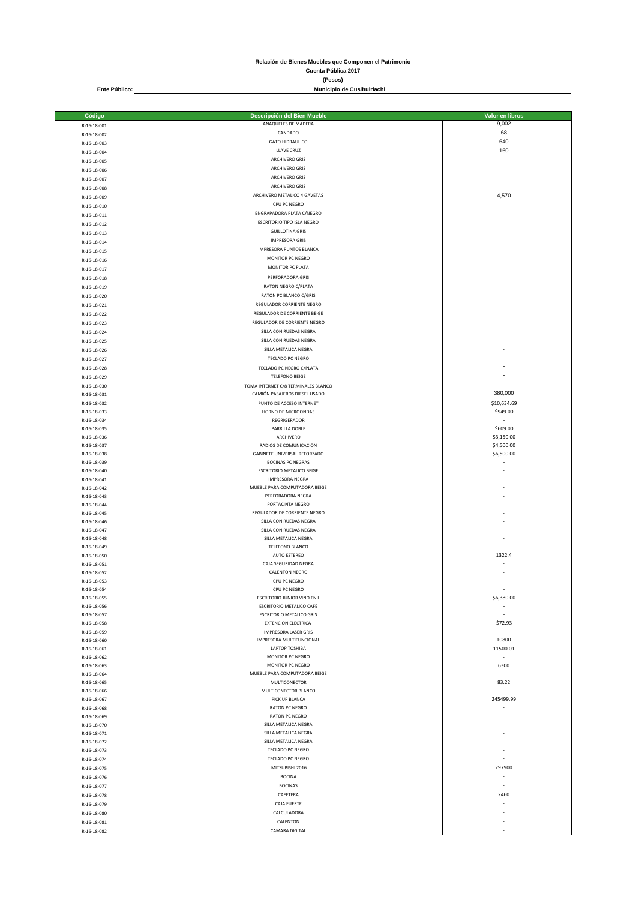**Relación de Bienes Muebles que Componen el Patrimonio**

**Cuenta Pública 2017**

**(Pesos)**

**Ente Público:** **Municipio de Cusihuiriachi**

| Código | Descripción del Bien Mueble | Valor en libros |
|---|---|---|
| R-16-18-001 | ANAQUELES DE MADERA | 9,002 |
| R-16-18-002 | CANDADO | 68 |
| R-16-18-003 | GATO HIDRAULICO | 640 |
| R-16-18-004 | LLAVE CRUZ | 160 |
| R-16-18-005 | ARCHIVERO GRIS | - |
| R-16-18-006 | ARCHIVERO GRIS | - |
| R-16-18-007 | ARCHIVERO GRIS | - |
| R-16-18-008 | ARCHIVERO GRIS | - |
| R-16-18-009 | ARCHIVERO METALICO 4 GAVETAS | 4,570 |
| R-16-18-010 | CPU PC NEGRO | - |
| R-16-18-011 | ENGRAPADORA PLATA C/NEGRO | - |
| R-16-18-012 | ESCRITORIO TIPO ISLA NEGRO | - |
| R-16-18-013 | GUILLOTINA GRIS | - |
| R-16-18-014 | IMPRESORA GRIS | - |
| R-16-18-015 | IMPRESORA PUNTOS BLANCA | - |
| R-16-18-016 | MONITOR PC NEGRO | - |
| R-16-18-017 | MONITOR PC PLATA | - |
| R-16-18-018 | PERFORADORA GRIS | - |
| R-16-18-019 | RATON NEGRO C/PLATA | - |
| R-16-18-020 | RATON PC BLANCO C/GRIS | - |
| R-16-18-021 | REGULADOR CORRIENTE NEGRO | - |
| R-16-18-022 | REGULADOR DE CORRIENTE BEIGE | - |
| R-16-18-023 | REGULADOR DE CORRIENTE NEGRO | - |
| R-16-18-024 | SILLA CON RUEDAS NEGRA | - |
| R-16-18-025 | SILLA CON RUEDAS NEGRA | - |
| R-16-18-026 | SILLA METALICA NEGRA | - |
| R-16-18-027 | TECLADO PC NEGRO | - |
| R-16-18-028 | TECLADO PC NEGRO C/PLATA | - |
| R-16-18-029 | TELEFONO BEIGE | - |
| R-16-18-030 | TOMA INTERNET C/8 TERMINALES BLANCO | - |
| R-16-18-031 | CAMIÓN PASAJEROS DIESEL USADO | 380,000 |
| R-16-18-032 | PUNTO DE ACCESO INTERNET | $10,634.69 |
| R-16-18-033 | HORNO DE MICROONDAS | $949.00 |
| R-16-18-034 | REGRIGERADOR | - |
| R-16-18-035 | PARRILLA DOBLE | $609.00 |
| R-16-18-036 | ARCHIVERO | $3,150.00 |
| R-16-18-037 | RADIOS DE COMUNICACIÓN | $4,500.00 |
| R-16-18-038 | GABINETE UNIVERSAL REFORZADO | $6,500.00 |
| R-16-18-039 | BOCINAS PC NEGRAS | - |
| R-16-18-040 | ESCRITORIO METALICO BEIGE | - |
| R-16-18-041 | IMPRESORA NEGRA | - |
| R-16-18-042 | MUEBLE PARA COMPUTADORA BEIGE | - |
| R-16-18-043 | PERFORADORA NEGRA | - |
| R-16-18-044 | PORTACINTA NEGRO | - |
| R-16-18-045 | REGULADOR DE CORRIENTE NEGRO | - |
| R-16-18-046 | SILLA CON RUEDAS NEGRA | - |
| R-16-18-047 | SILLA CON RUEDAS NEGRA | - |
| R-16-18-048 | SILLA METALICA NEGRA | - |
| R-16-18-049 | TELEFONO BLANCO | - |
| R-16-18-050 | AUTO ESTEREO | 1322.4 |
| R-16-18-051 | CAJA SEGURIDAD NEGRA | - |
| R-16-18-052 | CALENTON NEGRO | - |
| R-16-18-053 | CPU PC NEGRO | - |
| R-16-18-054 | CPU PC NEGRO | - |
| R-16-18-055 | ESCRITORIO JUNIOR VINO EN L | $6,380.00 |
| R-16-18-056 | ESCRITORIO METALICO CAFÉ | - |
| R-16-18-057 | ESCRITORIO METALICO GRIS | - |
| R-16-18-058 | EXTENCION ELECTRICA | $72.93 |
| R-16-18-059 | IMPRESORA LASER GRIS | - |
| R-16-18-060 | IMPRESORA MULTIFUNCIONAL | 10800 |
| R-16-18-061 | LAPTOP TOSHIBA | 11500.01 |
| R-16-18-062 | MONITOR PC NEGRO | - |
| R-16-18-063 | MONITOR PC NEGRO | 6300 |
| R-16-18-064 | MUEBLE PARA COMPUTADORA BEIGE | - |
| R-16-18-065 | MULTICONECTOR | 83.22 |
| R-16-18-066 | MULTICONECTOR BLANCO | - |
| R-16-18-067 | PICK UP BLANCA | 245499.99 |
| R-16-18-068 | RATON PC NEGRO | - |
| R-16-18-069 | RATON PC NEGRO | - |
| R-16-18-070 | SILLA METALICA NEGRA | - |
| R-16-18-071 | SILLA METALICA NEGRA | - |
| R-16-18-072 | SILLA METALICA NEGRA | - |
| R-16-18-073 | TECLADO PC NEGRO | - |
| R-16-18-074 | TECLADO PC NEGRO | - |
| R-16-18-075 | MITSUBISHI 2016 | 297900 |
| R-16-18-076 | BOCINA | - |
| R-16-18-077 | BOCINAS | - |
| R-16-18-078 | CAFETERA | 2460 |
| R-16-18-079 | CAJA FUERTE | - |
| R-16-18-080 | CALCULADORA | - |
| R-16-18-081 | CALENTON | - |
| R-16-18-082 | CAMARA DIGITAL | - |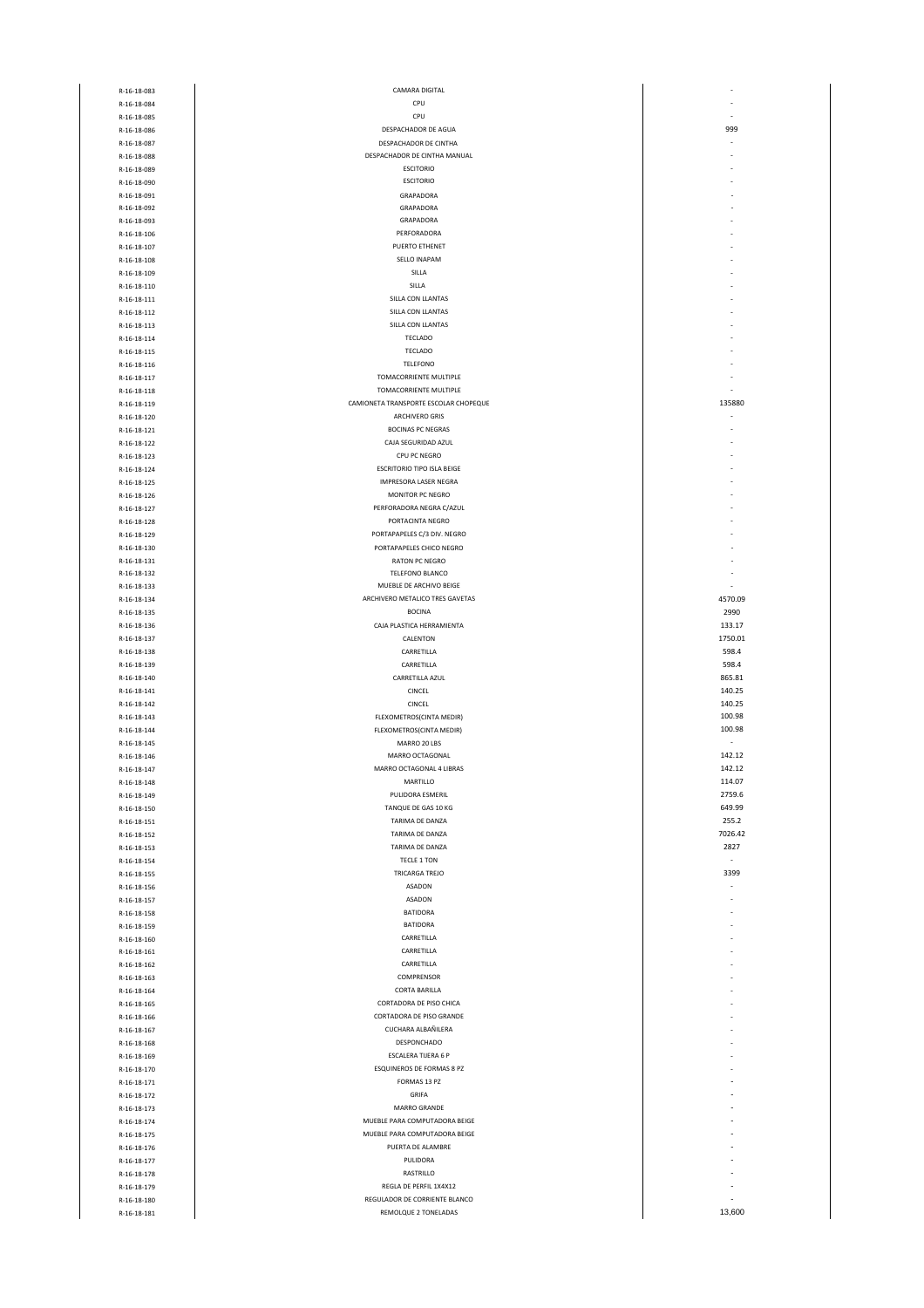| | | |
|---|---|---|
| R-16-18-083 | CAMARA DIGITAL | - |
| R-16-18-084 | CPU | - |
| R-16-18-085 | CPU | - |
| R-16-18-086 | DESPACHADOR DE AGUA | 999 |
| R-16-18-087 | DESPACHADOR DE CINTHA | - |
| R-16-18-088 | DESPACHADOR DE CINTHA MANUAL | - |
| R-16-18-089 | ESCITORIO | - |
| R-16-18-090 | ESCITORIO | - |
| R-16-18-091 | GRAPADORA | - |
| R-16-18-092 | GRAPADORA | - |
| R-16-18-093 | GRAPADORA | - |
| R-16-18-106 | PERFORADORA | - |
| R-16-18-107 | PUERTO ETHENET | - |
| R-16-18-108 | SELLO INAPAM | - |
| R-16-18-109 | SILLA | - |
| R-16-18-110 | SILLA | - |
| R-16-18-111 | SILLA CON LLANTAS | - |
| R-16-18-112 | SILLA CON LLANTAS | - |
| R-16-18-113 | SILLA CON LLANTAS | - |
| R-16-18-114 | TECLADO | - |
| R-16-18-115 | TECLADO | - |
| R-16-18-116 | TELEFONO | - |
| R-16-18-117 | TOMACORRIENTE MULTIPLE | - |
| R-16-18-118 | TOMACORRIENTE MULTIPLE | - |
| R-16-18-119 | CAMIONETA TRANSPORTE ESCOLAR CHOPEQUE | 135880 |
| R-16-18-120 | ARCHIVERO GRIS | - |
| R-16-18-121 | BOCINAS PC NEGRAS | - |
| R-16-18-122 | CAJA SEGURIDAD AZUL | - |
| R-16-18-123 | CPU PC NEGRO | - |
| R-16-18-124 | ESCRITORIO TIPO ISLA BEIGE | - |
| R-16-18-125 | IMPRESORA LASER NEGRA | - |
| R-16-18-126 | MONITOR PC NEGRO | - |
| R-16-18-127 | PERFORADORA NEGRA C/AZUL | - |
| R-16-18-128 | PORTACINTA NEGRO | - |
| R-16-18-129 | PORTAPAPELES C/3 DIV. NEGRO | - |
| R-16-18-130 | PORTAPAPELES CHICO NEGRO | - |
| R-16-18-131 | RATON PC NEGRO | - |
| R-16-18-132 | TELEFONO BLANCO | - |
| R-16-18-133 | MUEBLE DE ARCHIVO BEIGE | - |
| R-16-18-134 | ARCHIVERO METALICO TRES GAVETAS | 4570.09 |
| R-16-18-135 | BOCINA | 2990 |
| R-16-18-136 | CAJA PLASTICA HERRAMIENTA | 133.17 |
| R-16-18-137 | CALENTON | 1750.01 |
| R-16-18-138 | CARRETILLA | 598.4 |
| R-16-18-139 | CARRETILLA | 598.4 |
| R-16-18-140 | CARRETILLA AZUL | 865.81 |
| R-16-18-141 | CINCEL | 140.25 |
| R-16-18-142 | CINCEL | 140.25 |
| R-16-18-143 | FLEXOMETROS(CINTA MEDIR) | 100.98 |
| R-16-18-144 | FLEXOMETROS(CINTA MEDIR) | 100.98 |
| R-16-18-145 | MARRO 20 LBS | - |
| R-16-18-146 | MARRO OCTAGONAL | 142.12 |
| R-16-18-147 | MARRO OCTAGONAL 4 LIBRAS | 142.12 |
| R-16-18-148 | MARTILLO | 114.07 |
| R-16-18-149 | PULIDORA ESMERIL | 2759.6 |
| R-16-18-150 | TANQUE DE GAS 10 KG | 649.99 |
| R-16-18-151 | TARIMA DE DANZA | 255.2 |
| R-16-18-152 | TARIMA DE DANZA | 7026.42 |
| R-16-18-153 | TARIMA DE DANZA | 2827 |
| R-16-18-154 | TECLE 1 TON | - |
| R-16-18-155 | TRICARGA TREJO | 3399 |
| R-16-18-156 | ASADON | - |
| R-16-18-157 | ASADON | - |
| R-16-18-158 | BATIDORA | - |
| R-16-18-159 | BATIDORA | - |
| R-16-18-160 | CARRETILLA | - |
| R-16-18-161 | CARRETILLA | - |
| R-16-18-162 | CARRETILLA | - |
| R-16-18-163 | COMPRENSOR | - |
| R-16-18-164 | CORTA BARILLA | - |
| R-16-18-165 | CORTADORA DE PISO CHICA | - |
| R-16-18-166 | CORTADORA DE PISO GRANDE | - |
| R-16-18-167 | CUCHARA ALBAÑILERA | - |
| R-16-18-168 | DESPONCHADO | - |
| R-16-18-169 | ESCALERA TIJERA 6 P | - |
| R-16-18-170 | ESQUINEROS DE FORMAS 8 PZ | - |
| R-16-18-171 | FORMAS 13 PZ | - |
| R-16-18-172 | GRIFA | - |
| R-16-18-173 | MARRO GRANDE | - |
| R-16-18-174 | MUEBLE PARA COMPUTADORA BEIGE | - |
| R-16-18-175 | MUEBLE PARA COMPUTADORA BEIGE | - |
| R-16-18-176 | PUERTA DE ALAMBRE | - |
| R-16-18-177 | PULIDORA | - |
| R-16-18-178 | RASTRILLO | - |
| R-16-18-179 | REGLA DE PERFIL 1X4X12 | - |
| R-16-18-180 | REGULADOR DE CORRIENTE BLANCO | - |
| R-16-18-181 | REMOLQUE 2 TONELADAS | 13,600 |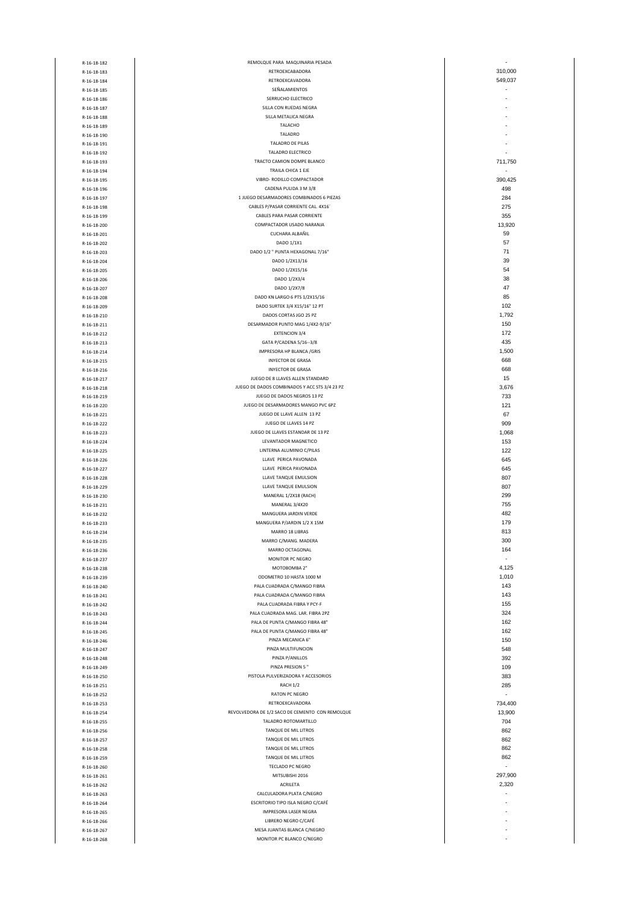| | | |
|---|---|---|
| R-16-18-182 | REMOLQUE PARA MAQUINARIA PESADA | - |
| R-16-18-183 | RETROEXCABADORA | 310,000 |
| R-16-18-184 | RETROEXCAVADORA | 549,037 |
| R-16-18-185 | SEÑALAMIENTOS | - |
| R-16-18-186 | SERRUCHO ELECTRICO | - |
| R-16-18-187 | SILLA CON RUEDAS NEGRA | - |
| R-16-18-188 | SILLA METALICA NEGRA | - |
| R-16-18-189 | TALACHO | - |
| R-16-18-190 | TALADRO | - |
| R-16-18-191 | TALADRO DE PILAS | - |
| R-16-18-192 | TALADRO ELECTRICO | - |
| R-16-18-193 | TRACTO CAMION DOMPE BLANCO | 711,750 |
| R-16-18-194 | TRAILA CHICA 1 EJE | - |
| R-16-18-195 | VIBRO- RODILLO COMPACTADOR | 390,425 |
| R-16-18-196 | CADENA PULIDA 3 M 3/8 | 498 |
| R-16-18-197 | 1 JUEGO DESARMADORES COMBINADOS 6 PIEZAS | 284 |
| R-16-18-198 | CABLES P/PASAR CORRIENTE CAL. 4X16´ | 275 |
| R-16-18-199 | CABLES PARA PASAR CORRIENTE | 355 |
| R-16-18-200 | COMPACTADOR USADO NARANJA | 13,920 |
| R-16-18-201 | CUCHARA ALBAÑIL | 59 |
| R-16-18-202 | DADO 1/1X1 | 57 |
| R-16-18-203 | DADO 1/2 " PUNTA HEXAGONAL 7/16" | 71 |
| R-16-18-204 | DADO 1/2X13/16 | 39 |
| R-16-18-205 | DADO 1/2X15/16 | 54 |
| R-16-18-206 | DADO 1/2X3/4 | 38 |
| R-16-18-207 | DADO 1/2X7/8 | 47 |
| R-16-18-208 | DADO KN LARGO 6 PTS 1/2X15/16 | 85 |
| R-16-18-209 | DADO SURTEK 3/4 X15/16" 12 PT | 102 |
| R-16-18-210 | DADOS CORTAS JGO 25 PZ | 1,792 |
| R-16-18-211 | DESARMADOR PUNTO MAG 1/4X2-9/16" | 150 |
| R-16-18-212 | EXTENCION 3/4 | 172 |
| R-16-18-213 | GATA P/CADENA 5/16--3/8 | 435 |
| R-16-18-214 | IMPRESORA HP BLANCA /GRIS | 1,500 |
| R-16-18-215 | INYECTOR DE GRASA | 668 |
| R-16-18-216 | INYECTOR DE GRASA | 668 |
| R-16-18-217 | JUEGO DE 8 LLAVES ALLEN STANDARD | 15 |
| R-16-18-218 | JUEGO DE DADOS COMBINADOS Y ACC STS 3/4 23 PZ | 3,676 |
| R-16-18-219 | JUEGO DE DADOS NEGROS 13 PZ | 733 |
| R-16-18-220 | JUEGO DE DESARMADORES MANGO PVC 6PZ | 121 |
| R-16-18-221 | JUEGO DE LLAVE ALLEN 13 PZ | 67 |
| R-16-18-222 | JUEGO DE LLAVES 14 PZ | 909 |
| R-16-18-223 | JUEGO DE LLAVES ESTANDAR DE 13 PZ | 1,068 |
| R-16-18-224 | LEVANTADOR MAGNETICO | 153 |
| R-16-18-225 | LINTERNA ALUMINIO C/PILAS | 122 |
| R-16-18-226 | LLAVE PERICA PAVONADA | 645 |
| R-16-18-227 | LLAVE PERICA PAVONADA | 645 |
| R-16-18-228 | LLAVE TANQUE EMULSION | 807 |
| R-16-18-229 | LLAVE TANQUE EMULSION | 807 |
| R-16-18-230 | MANERAL 1/2X18 (RACH) | 299 |
| R-16-18-231 | MANERAL 3/4X20 | 755 |
| R-16-18-232 | MANGUERA JARDIN VERDE | 482 |
| R-16-18-233 | MANGUERA P/JARDIN 1/2 X 15M | 179 |
| R-16-18-234 | MARRO 18 LIBRAS | 813 |
| R-16-18-235 | MARRO C/MANG. MADERA | 300 |
| R-16-18-236 | MARRO OCTAGONAL | 164 |
| R-16-18-237 | MONITOR PC NEGRO | - |
| R-16-18-238 | MOTOBOMBA 2" | 4,125 |
| R-16-18-239 | ODOMETRO 10 HASTA 1000 M | 1,010 |
| R-16-18-240 | PALA CUADRADA C/MANGO FIBRA | 143 |
| R-16-18-241 | PALA CUADRADA C/MANGO FIBRA | 143 |
| R-16-18-242 | PALA CUADRADA FIBRA Y PCY-F | 155 |
| R-16-18-243 | PALA CUADRADA MAG. LAR. FIBRA 2PZ | 324 |
| R-16-18-244 | PALA DE PUNTA C/MANGO FIBRA 48" | 162 |
| R-16-18-245 | PALA DE PUNTA C/MANGO FIBRA 48" | 162 |
| R-16-18-246 | PINZA MECANICA 6" | 150 |
| R-16-18-247 | PINZA MULTIFUNCION | 548 |
| R-16-18-248 | PINZA P/ANILLOS | 392 |
| R-16-18-249 | PINZA PRESION 5 " | 109 |
| R-16-18-250 | PISTOLA PULVERIZADORA Y ACCESORIOS | 383 |
| R-16-18-251 | RACH 1/2 | 285 |
| R-16-18-252 | RATON PC NEGRO | - |
| R-16-18-253 | RETROEXCAVADORA | 734,400 |
| R-16-18-254 | REVOLVEDORA DE 1/2 SACO DE CEMENTO CON REMOLQUE | 13,900 |
| R-16-18-255 | TALADRO ROTOMARTILLO | 704 |
| R-16-18-256 | TANQUE DE MIL LITROS | 862 |
| R-16-18-257 | TANQUE DE MIL LITROS | 862 |
| R-16-18-258 | TANQUE DE MIL LITROS | 862 |
| R-16-18-259 | TANQUE DE MIL LITROS | 862 |
| R-16-18-260 | TECLADO PC NEGRO | - |
| R-16-18-261 | MITSUBISHI 2016 | 297,900 |
| R-16-18-262 | ACRILETA | 2,320 |
| R-16-18-263 | CALCULADORA PLATA C/NEGRO | - |
| R-16-18-264 | ESCRITORIO TIPO ISLA NEGRO C/CAFÉ | - |
| R-16-18-265 | IMPRESORA LASER NEGRA | - |
| R-16-18-266 | LIBRERO NEGRO C/CAFÉ | - |
| R-16-18-267 | MESA JUANTAS BLANCA C/NEGRO | - |
| R-16-18-268 | MONITOR PC BLANCO C/NEGRO | - |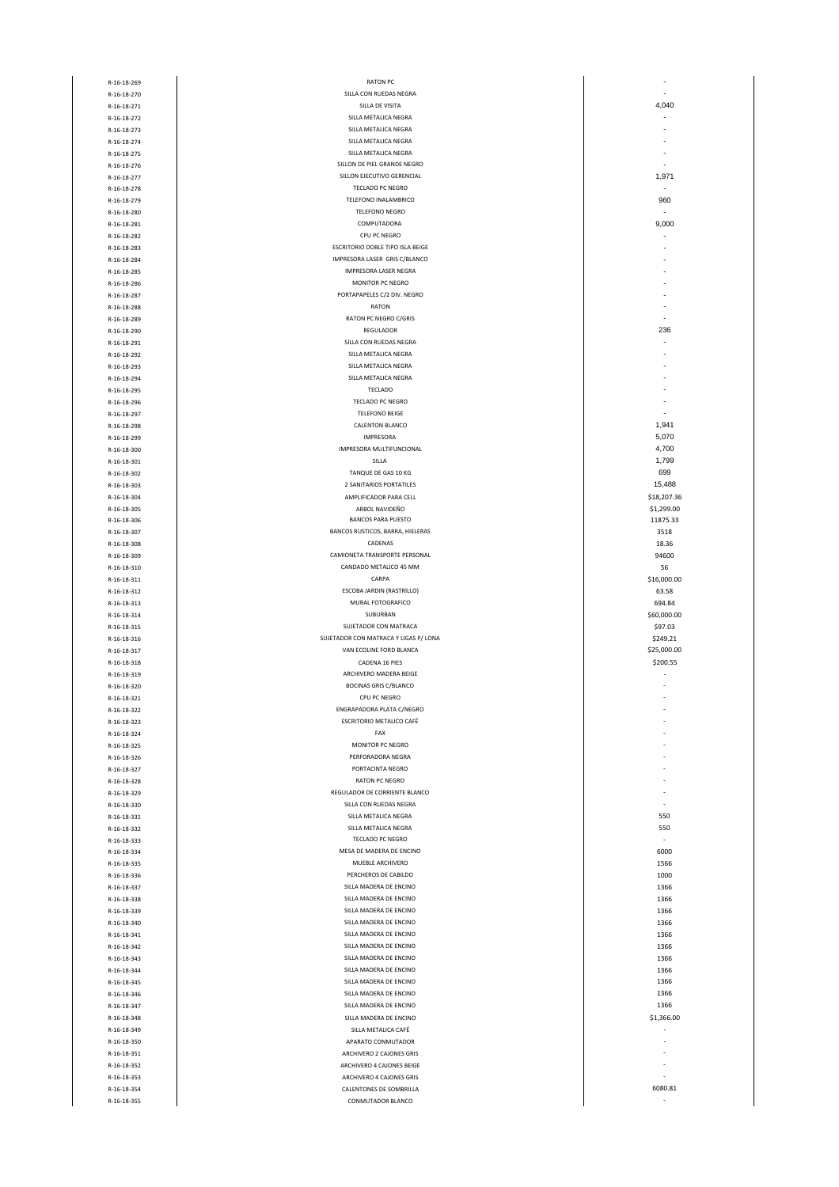| | | |
|---|---|---|
| R-16-18-269 | RATON PC | - |
| R-16-18-270 | SILLA CON RUEDAS NEGRA | - |
| R-16-18-271 | SILLA DE VISITA | 4,040 |
| R-16-18-272 | SILLA METALICA NEGRA | - |
| R-16-18-273 | SILLA METALICA NEGRA | - |
| R-16-18-274 | SILLA METALICA NEGRA | - |
| R-16-18-275 | SILLA METALICA NEGRA | - |
| R-16-18-276 | SILLON DE PIEL GRANDE NEGRO | - |
| R-16-18-277 | SILLON EJECUTIVO GERENCIAL | 1,971 |
| R-16-18-278 | TECLADO PC NEGRO | - |
| R-16-18-279 | TELEFONO INALAMBRICO | 960 |
| R-16-18-280 | TELEFONO NEGRO | - |
| R-16-18-281 | COMPUTADORA | 9,000 |
| R-16-18-282 | CPU PC NEGRO | - |
| R-16-18-283 | ESCRITORIO DOBLE TIPO ISLA BEIGE | - |
| R-16-18-284 | IMPRESORA LASER GRIS C/BLANCO | - |
| R-16-18-285 | IMPRESORA LASER NEGRA | - |
| R-16-18-286 | MONITOR PC NEGRO | - |
| R-16-18-287 | PORTAPAPELES C/2 DIV. NEGRO | - |
| R-16-18-288 | RATON | - |
| R-16-18-289 | RATON PC NEGRO C/GRIS | - |
| R-16-18-290 | REGULADOR | 236 |
| R-16-18-291 | SILLA CON RUEDAS NEGRA | - |
| R-16-18-292 | SILLA METALICA NEGRA | - |
| R-16-18-293 | SILLA METALICA NEGRA | - |
| R-16-18-294 | SILLA METALICA NEGRA | - |
| R-16-18-295 | TECLADO | - |
| R-16-18-296 | TECLADO PC NEGRO | - |
| R-16-18-297 | TELEFONO BEIGE | - |
| R-16-18-298 | CALENTON BLANCO | 1,941 |
| R-16-18-299 | IMPRESORA | 5,070 |
| R-16-18-300 | IMPRESORA MULTIFUNCIONAL | 4,700 |
| R-16-18-301 | SILLA | 1,799 |
| R-16-18-302 | TANQUE DE GAS 10 KG | 699 |
| R-16-18-303 | 2 SANITARIOS PORTATILES | 15,488 |
| R-16-18-304 | AMPLIFICADOR PARA CELL | $18,207.36 |
| R-16-18-305 | ARBOL NAVIDEÑO | $1,299.00 |
| R-16-18-306 | BANCOS PARA PUESTO | 11875.33 |
| R-16-18-307 | BANCOS RUSTICOS, BARRA, HIELERAS | 3518 |
| R-16-18-308 | CADENAS | 18.36 |
| R-16-18-309 | CAMIONETA TRANSPORTE PERSONAL | 94600 |
| R-16-18-310 | CANDADO METALICO 45 MM | 56 |
| R-16-18-311 | CARPA | $16,000.00 |
| R-16-18-312 | ESCOBA JARDIN (RASTRILLO) | 63.58 |
| R-16-18-313 | MURAL FOTOGRAFICO | 694.84 |
| R-16-18-314 | SUBURBAN | $60,000.00 |
| R-16-18-315 | SUJETADOR CON MATRACA | $97.03 |
| R-16-18-316 | SUJETADOR CON MATRACA Y LIGAS P/ LONA | $249.21 |
| R-16-18-317 | VAN ECOLINE FORD BLANCA | $25,000.00 |
| R-16-18-318 | CADENA 16 PIES | $200.55 |
| R-16-18-319 | ARCHIVERO MADERA BEIGE | - |
| R-16-18-320 | BOCINAS GRIS C/BLANCO | - |
| R-16-18-321 | CPU PC NEGRO | - |
| R-16-18-322 | ENGRAPADORA PLATA C/NEGRO | - |
| R-16-18-323 | ESCRITORIO METALICO CAFÉ | - |
| R-16-18-324 | FAX | - |
| R-16-18-325 | MONITOR PC NEGRO | - |
| R-16-18-326 | PERFORADORA NEGRA | - |
| R-16-18-327 | PORTACINTA NEGRO | - |
| R-16-18-328 | RATON PC NEGRO | - |
| R-16-18-329 | REGULADOR DE CORRIENTE BLANCO | - |
| R-16-18-330 | SILLA CON RUEDAS NEGRA | - |
| R-16-18-331 | SILLA METALICA NEGRA | 550 |
| R-16-18-332 | SILLA METALICA NEGRA | 550 |
| R-16-18-333 | TECLADO PC NEGRO | - |
| R-16-18-334 | MESA DE MADERA DE ENCINO | 6000 |
| R-16-18-335 | MUEBLE ARCHIVERO | 1566 |
| R-16-18-336 | PERCHEROS DE CABILDO | 1000 |
| R-16-18-337 | SILLA MADERA DE ENCINO | 1366 |
| R-16-18-338 | SILLA MADERA DE ENCINO | 1366 |
| R-16-18-339 | SILLA MADERA DE ENCINO | 1366 |
| R-16-18-340 | SILLA MADERA DE ENCINO | 1366 |
| R-16-18-341 | SILLA MADERA DE ENCINO | 1366 |
| R-16-18-342 | SILLA MADERA DE ENCINO | 1366 |
| R-16-18-343 | SILLA MADERA DE ENCINO | 1366 |
| R-16-18-344 | SILLA MADERA DE ENCINO | 1366 |
| R-16-18-345 | SILLA MADERA DE ENCINO | 1366 |
| R-16-18-346 | SILLA MADERA DE ENCINO | 1366 |
| R-16-18-347 | SILLA MADERA DE ENCINO | 1366 |
| R-16-18-348 | SILLA MADERA DE ENCINO | $1,366.00 |
| R-16-18-349 | SILLA METALICA CAFÉ | - |
| R-16-18-350 | APARATO CONMUTADOR | - |
| R-16-18-351 | ARCHIVERO 2 CAJONES GRIS | - |
| R-16-18-352 | ARCHIVERO 4 CAJONES BEIGE | - |
| R-16-18-353 | ARCHIVERO 4 CAJONES GRIS | - |
| R-16-18-354 | CALENTONES DE SOMBRILLA | 6080.81 |
| R-16-18-355 | CONMUTADOR BLANCO | - |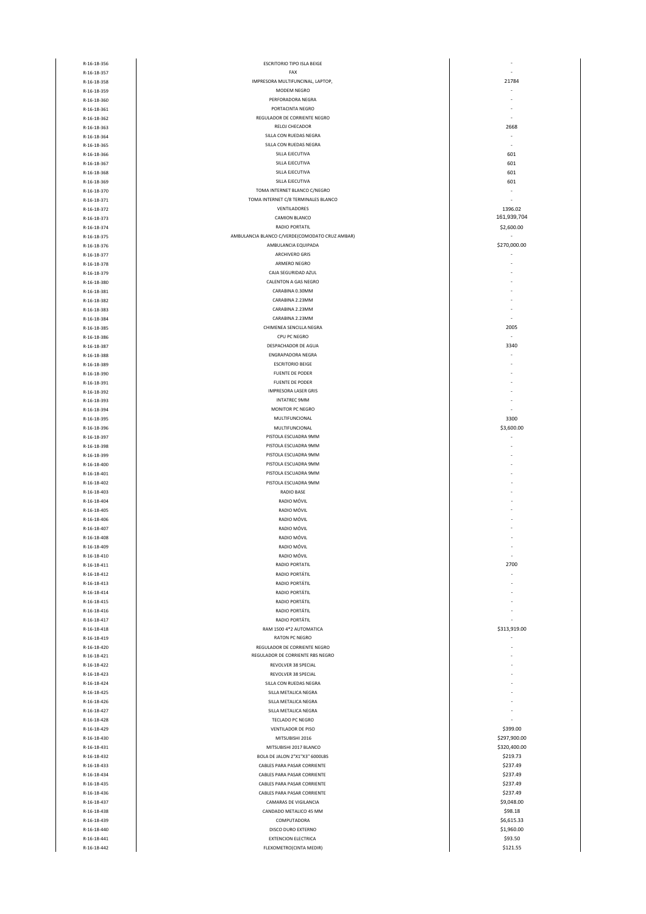| | | |
|---|---|---|
| R-16-18-356 | ESCRITORIO TIPO ISLA BEIGE | - |
| R-16-18-357 | FAX | - |
| R-16-18-358 | IMPRESORA MULTIFUNCINAL, LAPTOP, | 21784 |
| R-16-18-359 | MODEM NEGRO | - |
| R-16-18-360 | PERFORADORA NEGRA | - |
| R-16-18-361 | PORTACINTA NEGRO | - |
| R-16-18-362 | REGULADOR DE CORRIENTE NEGRO | - |
| R-16-18-363 | RELOJ CHECADOR | 2668 |
| R-16-18-364 | SILLA CON RUEDAS NEGRA | - |
| R-16-18-365 | SILLA CON RUEDAS NEGRA | - |
| R-16-18-366 | SILLA EJECUTIVA | 601 |
| R-16-18-367 | SILLA EJECUTIVA | 601 |
| R-16-18-368 | SILLA EJECUTIVA | 601 |
| R-16-18-369 | SILLA EJECUTIVA | 601 |
| R-16-18-370 | TOMA INTERNET BLANCO C/NEGRO | - |
| R-16-18-371 | TOMA INTERNET C/8 TERMINALES BLANCO | - |
| R-16-18-372 | VENTILADORES | 1396.02 |
| R-16-18-373 | CAMION BLANCO | 161,939,704 |
| R-16-18-374 | RADIO PORTATIL | $2,600.00 |
| R-16-18-375 | AMBULANCIA BLANCO C/VERDE(COMODATO CRUZ AMBAR) | - |
| R-16-18-376 | AMBULANCIA EQUIPADA | $270,000.00 |
| R-16-18-377 | ARCHIVERO GRIS | - |
| R-16-18-378 | ARMERO NEGRO | - |
| R-16-18-379 | CAJA SEGURIDAD AZUL | - |
| R-16-18-380 | CALENTON A GAS NEGRO | - |
| R-16-18-381 | CARABINA 0.30MM | - |
| R-16-18-382 | CARABINA 2.23MM | - |
| R-16-18-383 | CARABINA 2.23MM | - |
| R-16-18-384 | CARABINA 2.23MM | - |
| R-16-18-385 | CHIMENEA SENCILLA NEGRA | 2005 |
| R-16-18-386 | CPU PC NEGRO | - |
| R-16-18-387 | DESPACHADOR DE AGUA | 3340 |
| R-16-18-388 | ENGRAPADORA NEGRA | - |
| R-16-18-389 | ESCRITORIO BEIGE | - |
| R-16-18-390 | FUENTE DE PODER | - |
| R-16-18-391 | FUENTE DE PODER | - |
| R-16-18-392 | IMPRESORA LASER GRIS | - |
| R-16-18-393 | INTATREC 9MM | - |
| R-16-18-394 | MONITOR PC NEGRO | - |
| R-16-18-395 | MULTIFUNCIONAL | 3300 |
| R-16-18-396 | MULTIFUNCIONAL | $3,600.00 |
| R-16-18-397 | PISTOLA ESCUADRA 9MM | - |
| R-16-18-398 | PISTOLA ESCUADRA 9MM | - |
| R-16-18-399 | PISTOLA ESCUADRA 9MM | - |
| R-16-18-400 | PISTOLA ESCUADRA 9MM | - |
| R-16-18-401 | PISTOLA ESCUADRA 9MM | - |
| R-16-18-402 | PISTOLA ESCUADRA 9MM | - |
| R-16-18-403 | RADIO BASE | - |
| R-16-18-404 | RADIO MÓVIL | - |
| R-16-18-405 | RADIO MÓVIL | - |
| R-16-18-406 | RADIO MÓVIL | - |
| R-16-18-407 | RADIO MÓVIL | - |
| R-16-18-408 | RADIO MÓVIL | - |
| R-16-18-409 | RADIO MÓVIL | - |
| R-16-18-410 | RADIO MÓVIL | - |
| R-16-18-411 | RADIO PORTATIL | 2700 |
| R-16-18-412 | RADIO PORTÁTIL | - |
| R-16-18-413 | RADIO PORTÁTIL | - |
| R-16-18-414 | RADIO PORTÁTIL | - |
| R-16-18-415 | RADIO PORTÁTIL | - |
| R-16-18-416 | RADIO PORTÁTIL | - |
| R-16-18-417 | RADIO PORTÁTIL | - |
| R-16-18-418 | RAM 1500 4*2 AUTOMATICA | $313,919.00 |
| R-16-18-419 | RATON PC NEGRO | - |
| R-16-18-420 | REGULADOR DE CORRIENTE NEGRO | - |
| R-16-18-421 | REGULADOR DE CORRIENTE RBS NEGRO | - |
| R-16-18-422 | REVOLVER 38 SPECIAL | - |
| R-16-18-423 | REVOLVER 38 SPECIAL | - |
| R-16-18-424 | SILLA CON RUEDAS NEGRA | - |
| R-16-18-425 | SILLA METALICA NEGRA | - |
| R-16-18-426 | SILLA METALICA NEGRA | - |
| R-16-18-427 | SILLA METALICA NEGRA | - |
| R-16-18-428 | TECLADO PC NEGRO | - |
| R-16-18-429 | VENTILADOR DE PISO | $399.00 |
| R-16-18-430 | MITSUBISHI 2016 | $297,900.00 |
| R-16-18-431 | MITSUBISHI 2017 BLANCO | $320,400.00 |
| R-16-18-432 | BOLA DE JALON 2"X1"X3" 6000LBS | $219.73 |
| R-16-18-433 | CABLES PARA PASAR CORRIENTE | $237.49 |
| R-16-18-434 | CABLES PARA PASAR CORRIENTE | $237.49 |
| R-16-18-435 | CABLES PARA PASAR CORRIENTE | $237.49 |
| R-16-18-436 | CABLES PARA PASAR CORRIENTE | $237.49 |
| R-16-18-437 | CAMARAS DE VIGILANCIA | $9,048.00 |
| R-16-18-438 | CANDADO METALICO 45 MM | $98.18 |
| R-16-18-439 | COMPUTADORA | $6,615.33 |
| R-16-18-440 | DISCO DURO EXTERNO | $1,960.00 |
| R-16-18-441 | EXTENCION ELECTRICA | $93.50 |
| R-16-18-442 | FLEXOMETRO(CINTA MEDIR) | $121.55 |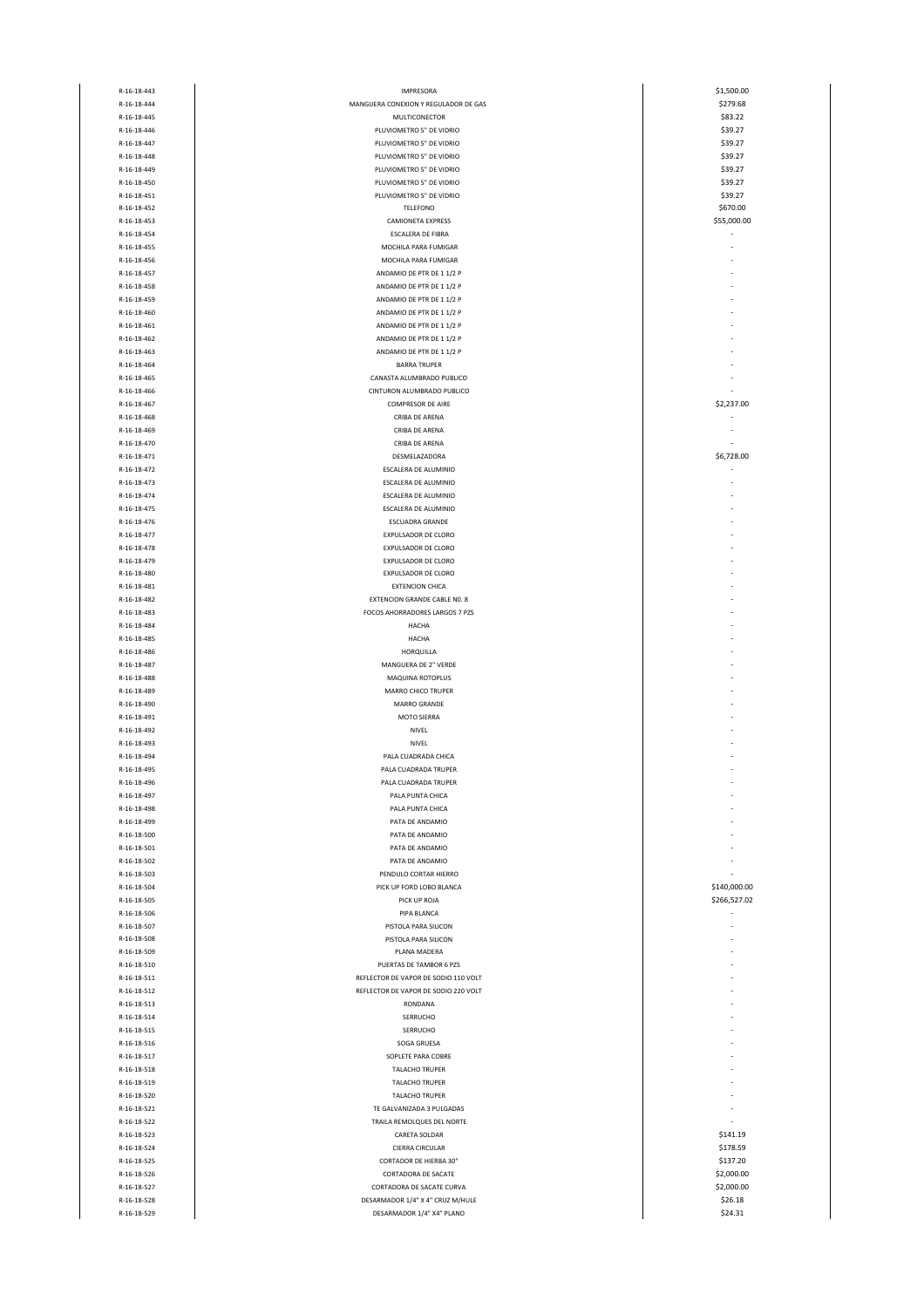| | | |
|---|---|---|
| R-16-18-443 | IMPRESORA | $1,500.00 |
| R-16-18-444 | MANGUERA CONEXION Y REGULADOR DE GAS | $279.68 |
| R-16-18-445 | MULTICONECTOR | $83.22 |
| R-16-18-446 | PLUVIOMETRO 5" DE VIDRIO | $39.27 |
| R-16-18-447 | PLUVIOMETRO 5" DE VIDRIO | $39.27 |
| R-16-18-448 | PLUVIOMETRO 5" DE VIDRIO | $39.27 |
| R-16-18-449 | PLUVIOMETRO 5" DE VIDRIO | $39.27 |
| R-16-18-450 | PLUVIOMETRO 5" DE VIDRIO | $39.27 |
| R-16-18-451 | PLUVIOMETRO 5" DE VIDRIO | $39.27 |
| R-16-18-452 | TELEFONO | $670.00 |
| R-16-18-453 | CAMIONETA EXPRESS | $55,000.00 |
| R-16-18-454 | ESCALERA DE FIBRA | - |
| R-16-18-455 | MOCHILA PARA FUMIGAR | - |
| R-16-18-456 | MOCHILA PARA FUMIGAR | - |
| R-16-18-457 | ANDAMIO DE PTR DE 1 1/2 P | - |
| R-16-18-458 | ANDAMIO DE PTR DE 1 1/2 P | - |
| R-16-18-459 | ANDAMIO DE PTR DE 1 1/2 P | - |
| R-16-18-460 | ANDAMIO DE PTR DE 1 1/2 P | - |
| R-16-18-461 | ANDAMIO DE PTR DE 1 1/2 P | - |
| R-16-18-462 | ANDAMIO DE PTR DE 1 1/2 P | - |
| R-16-18-463 | ANDAMIO DE PTR DE 1 1/2 P | - |
| R-16-18-464 | BARRA TRUPER | - |
| R-16-18-465 | CANASTA ALUMBRADO PUBLICO | - |
| R-16-18-466 | CINTURON ALUMBRADO PUBLICO | - |
| R-16-18-467 | COMPRESOR DE AIRE | $2,237.00 |
| R-16-18-468 | CRIBA DE ARENA | - |
| R-16-18-469 | CRIBA DE ARENA | - |
| R-16-18-470 | CRIBA DE ARENA | - |
| R-16-18-471 | DESMELAZADORA | $6,728.00 |
| R-16-18-472 | ESCALERA DE ALUMINIO | - |
| R-16-18-473 | ESCALERA DE ALUMINIO | - |
| R-16-18-474 | ESCALERA DE ALUMINIO | - |
| R-16-18-475 | ESCALERA DE ALUMINIO | - |
| R-16-18-476 | ESCUADRA GRANDE | - |
| R-16-18-477 | EXPULSADOR DE CLORO | - |
| R-16-18-478 | EXPULSADOR DE CLORO | - |
| R-16-18-479 | EXPULSADOR DE CLORO | - |
| R-16-18-480 | EXPULSADOR DE CLORO | - |
| R-16-18-481 | EXTENCION CHICA | - |
| R-16-18-482 | EXTENCION GRANDE CABLE N0. 8 | - |
| R-16-18-483 | FOCOS AHORRADORES LARGOS 7 PZS | - |
| R-16-18-484 | HACHA | - |
| R-16-18-485 | HACHA | - |
| R-16-18-486 | HORQUILLA | - |
| R-16-18-487 | MANGUERA DE 2" VERDE | - |
| R-16-18-488 | MAQUINA ROTOPLUS | - |
| R-16-18-489 | MARRO CHICO TRUPER | - |
| R-16-18-490 | MARRO GRANDE | - |
| R-16-18-491 | MOTO SIERRA | - |
| R-16-18-492 | NIVEL | - |
| R-16-18-493 | NIVEL | - |
| R-16-18-494 | PALA CUADRADA CHICA | - |
| R-16-18-495 | PALA CUADRADA TRUPER | - |
| R-16-18-496 | PALA CUADRADA TRUPER | - |
| R-16-18-497 | PALA PUNTA CHICA | - |
| R-16-18-498 | PALA PUNTA CHICA | - |
| R-16-18-499 | PATA DE ANDAMIO | - |
| R-16-18-500 | PATA DE ANDAMIO | - |
| R-16-18-501 | PATA DE ANDAMIO | - |
| R-16-18-502 | PATA DE ANDAMIO | - |
| R-16-18-503 | PENDULO CORTAR HIERRO | - |
| R-16-18-504 | PICK UP FORD LOBO BLANCA | $140,000.00 |
| R-16-18-505 | PICK UP ROJA | $266,527.02 |
| R-16-18-506 | PIPA BLANCA | - |
| R-16-18-507 | PISTOLA PARA SILICON | - |
| R-16-18-508 | PISTOLA PARA SILICON | - |
| R-16-18-509 | PLANA MADERA | - |
| R-16-18-510 | PUERTAS DE TAMBOR 6 PZS | - |
| R-16-18-511 | REFLECTOR DE VAPOR DE SODIO 110 VOLT | - |
| R-16-18-512 | REFLECTOR DE VAPOR DE SODIO 220 VOLT | - |
| R-16-18-513 | RONDANA | - |
| R-16-18-514 | SERRUCHO | - |
| R-16-18-515 | SERRUCHO | - |
| R-16-18-516 | SOGA GRUESA | - |
| R-16-18-517 | SOPLETE PARA COBRE | - |
| R-16-18-518 | TALACHO TRUPER | - |
| R-16-18-519 | TALACHO TRUPER | - |
| R-16-18-520 | TALACHO TRUPER | - |
| R-16-18-521 | TE GALVANIZADA 3 PULGADAS | - |
| R-16-18-522 | TRAILA REMOLQUES DEL NORTE | - |
| R-16-18-523 | CARETA SOLDAR | $141.19 |
| R-16-18-524 | CIERRA CIRCULAR | $178.59 |
| R-16-18-525 | CORTADOR DE HIERBA 30" | $137.20 |
| R-16-18-526 | CORTADORA DE SACATE | $2,000.00 |
| R-16-18-527 | CORTADORA DE SACATE CURVA | $2,000.00 |
| R-16-18-528 | DESARMADOR 1/4" X 4" CRUZ M/HULE | $26.18 |
| R-16-18-529 | DESARMADOR 1/4" X4" PLANO | $24.31 |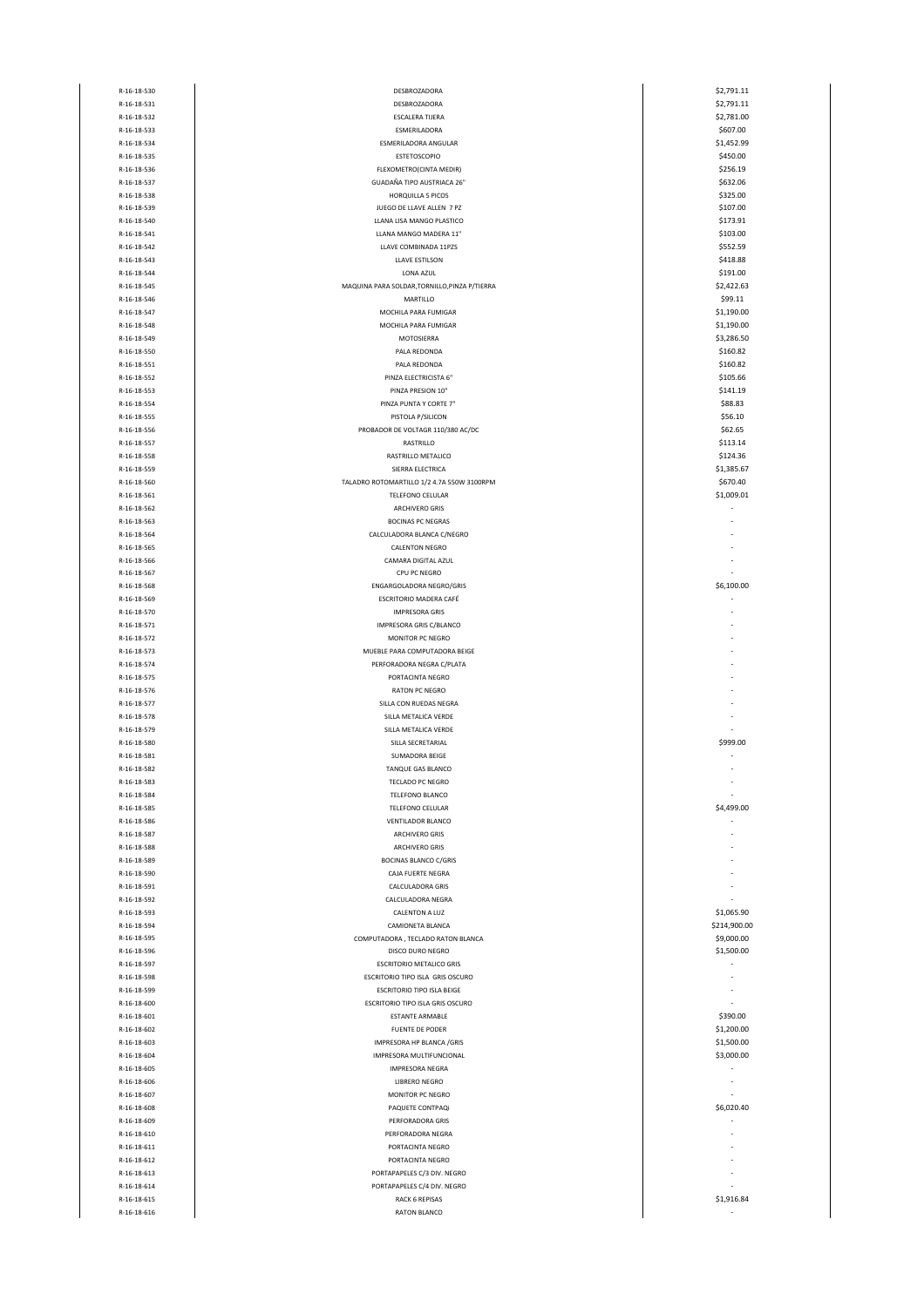| | | |
|---|---|---|
| R-16-18-530 | DESBROZADORA | $2,791.11 |
| R-16-18-531 | DESBROZADORA | $2,791.11 |
| R-16-18-532 | ESCALERA TIJERA | $2,781.00 |
| R-16-18-533 | ESMERILADORA | $607.00 |
| R-16-18-534 | ESMERILADORA ANGULAR | $1,452.99 |
| R-16-18-535 | ESTETOSCOPIO | $450.00 |
| R-16-18-536 | FLEXOMETRO(CINTA MEDIR) | $256.19 |
| R-16-18-537 | GUADAÑA TIPO AUSTRIACA 26" | $632.06 |
| R-16-18-538 | HORQUILLA 5 PICOS | $325.00 |
| R-16-18-539 | JUEGO DE LLAVE ALLEN 7 PZ | $107.00 |
| R-16-18-540 | LLANA LISA MANGO PLASTICO | $173.91 |
| R-16-18-541 | LLANA MANGO MADERA 11" | $103.00 |
| R-16-18-542 | LLAVE COMBINADA 11PZS | $552.59 |
| R-16-18-543 | LLAVE ESTILSON | $418.88 |
| R-16-18-544 | LONA AZUL | $191.00 |
| R-16-18-545 | MAQUINA PARA SOLDAR,TORNILLO,PINZA P/TIERRA | $2,422.63 |
| R-16-18-546 | MARTILLO | $99.11 |
| R-16-18-547 | MOCHILA PARA FUMIGAR | $1,190.00 |
| R-16-18-548 | MOCHILA PARA FUMIGAR | $1,190.00 |
| R-16-18-549 | MOTOSIERRA | $3,286.50 |
| R-16-18-550 | PALA REDONDA | $160.82 |
| R-16-18-551 | PALA REDONDA | $160.82 |
| R-16-18-552 | PINZA ELECTRICISTA 6" | $105.66 |
| R-16-18-553 | PINZA PRESION 10" | $141.19 |
| R-16-18-554 | PINZA PUNTA Y CORTE 7" | $88.83 |
| R-16-18-555 | PISTOLA P/SILICON | $56.10 |
| R-16-18-556 | PROBADOR DE VOLTAGR 110/380 AC/DC | $62.65 |
| R-16-18-557 | RASTRILLO | $113.14 |
| R-16-18-558 | RASTRILLO METALICO | $124.36 |
| R-16-18-559 | SIERRA ELECTRICA | $1,385.67 |
| R-16-18-560 | TALADRO ROTOMARTILLO 1/2 4.7A 550W 3100RPM | $670.40 |
| R-16-18-561 | TELEFONO CELULAR | $1,009.01 |
| R-16-18-562 | ARCHIVERO GRIS | - |
| R-16-18-563 | BOCINAS PC NEGRAS | - |
| R-16-18-564 | CALCULADORA BLANCA C/NEGRO | - |
| R-16-18-565 | CALENTON NEGRO | - |
| R-16-18-566 | CAMARA DIGITAL AZUL | - |
| R-16-18-567 | CPU PC NEGRO | - |
| R-16-18-568 | ENGARGOLADORA NEGRO/GRIS | $6,100.00 |
| R-16-18-569 | ESCRITORIO MADERA CAFÉ | - |
| R-16-18-570 | IMPRESORA GRIS | - |
| R-16-18-571 | IMPRESORA GRIS C/BLANCO | - |
| R-16-18-572 | MONITOR PC NEGRO | - |
| R-16-18-573 | MUEBLE PARA COMPUTADORA BEIGE | - |
| R-16-18-574 | PERFORADORA NEGRA C/PLATA | - |
| R-16-18-575 | PORTACINTA NEGRO | - |
| R-16-18-576 | RATON PC NEGRO | - |
| R-16-18-577 | SILLA CON RUEDAS NEGRA | - |
| R-16-18-578 | SILLA METALICA VERDE | - |
| R-16-18-579 | SILLA METALICA VERDE | - |
| R-16-18-580 | SILLA SECRETARIAL | $999.00 |
| R-16-18-581 | SUMADORA BEIGE | - |
| R-16-18-582 | TANQUE GAS BLANCO | - |
| R-16-18-583 | TECLADO PC NEGRO | - |
| R-16-18-584 | TELEFONO BLANCO | - |
| R-16-18-585 | TELEFONO CELULAR | $4,499.00 |
| R-16-18-586 | VENTILADOR BLANCO | - |
| R-16-18-587 | ARCHIVERO GRIS | - |
| R-16-18-588 | ARCHIVERO GRIS | - |
| R-16-18-589 | BOCINAS BLANCO C/GRIS | - |
| R-16-18-590 | CAJA FUERTE NEGRA | - |
| R-16-18-591 | CALCULADORA GRIS | - |
| R-16-18-592 | CALCULADORA NEGRA | - |
| R-16-18-593 | CALENTON A LUZ | $1,065.90 |
| R-16-18-594 | CAMIONETA BLANCA | $214,900.00 |
| R-16-18-595 | COMPUTADORA , TECLADO RATON BLANCA | $9,000.00 |
| R-16-18-596 | DISCO DURO NEGRO | $1,500.00 |
| R-16-18-597 | ESCRITORIO METALICO GRIS | - |
| R-16-18-598 | ESCRITORIO TIPO ISLA GRIS OSCURO | - |
| R-16-18-599 | ESCRITORIO TIPO ISLA BEIGE | - |
| R-16-18-600 | ESCRITORIO TIPO ISLA GRIS OSCURO | - |
| R-16-18-601 | ESTANTE ARMABLE | $390.00 |
| R-16-18-602 | FUENTE DE PODER | $1,200.00 |
| R-16-18-603 | IMPRESORA HP BLANCA /GRIS | $1,500.00 |
| R-16-18-604 | IMPRESORA MULTIFUNCIONAL | $3,000.00 |
| R-16-18-605 | IMPRESORA NEGRA | - |
| R-16-18-606 | LIBRERO NEGRO | - |
| R-16-18-607 | MONITOR PC NEGRO | - |
| R-16-18-608 | PAQUETE CONTPAQi | $6,020.40 |
| R-16-18-609 | PERFORADORA GRIS | - |
| R-16-18-610 | PERFORADORA NEGRA | - |
| R-16-18-611 | PORTACINTA NEGRO | - |
| R-16-18-612 | PORTACINTA NEGRO | - |
| R-16-18-613 | PORTAPAPELES C/3 DIV. NEGRO | - |
| R-16-18-614 | PORTAPAPELES C/4 DIV. NEGRO | - |
| R-16-18-615 | RACK 6 REPISAS | $1,916.84 |
| R-16-18-616 | RATON BLANCO | - |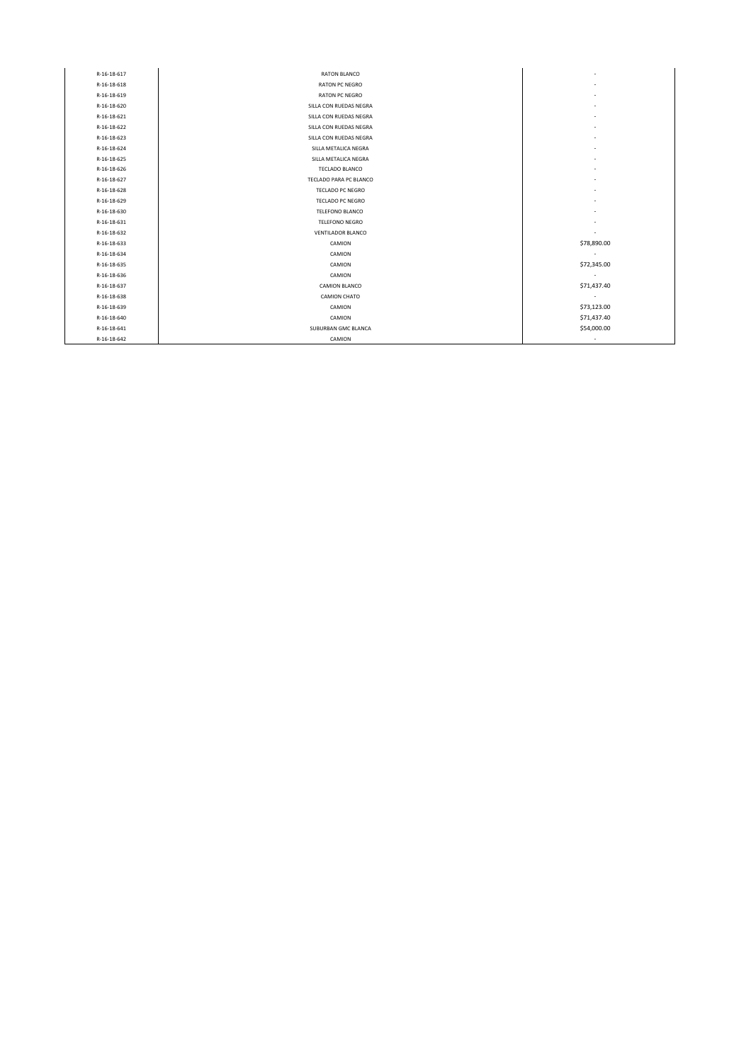| | | |
|---|---|---|
| R-16-18-617 | RATON BLANCO | - |
| R-16-18-618 | RATON PC NEGRO | - |
| R-16-18-619 | RATON PC NEGRO | - |
| R-16-18-620 | SILLA CON RUEDAS NEGRA | - |
| R-16-18-621 | SILLA CON RUEDAS NEGRA | - |
| R-16-18-622 | SILLA CON RUEDAS NEGRA | - |
| R-16-18-623 | SILLA CON RUEDAS NEGRA | - |
| R-16-18-624 | SILLA METALICA NEGRA | - |
| R-16-18-625 | SILLA METALICA NEGRA | - |
| R-16-18-626 | TECLADO BLANCO | - |
| R-16-18-627 | TECLADO PARA PC BLANCO | - |
| R-16-18-628 | TECLADO PC NEGRO | - |
| R-16-18-629 | TECLADO PC NEGRO | - |
| R-16-18-630 | TELEFONO BLANCO | - |
| R-16-18-631 | TELEFONO NEGRO | - |
| R-16-18-632 | VENTILADOR BLANCO | - |
| R-16-18-633 | CAMION | $78,890.00 |
| R-16-18-634 | CAMION | - |
| R-16-18-635 | CAMION | $72,345.00 |
| R-16-18-636 | CAMION | - |
| R-16-18-637 | CAMION BLANCO | $71,437.40 |
| R-16-18-638 | CAMION CHATO | - |
| R-16-18-639 | CAMION | $73,123.00 |
| R-16-18-640 | CAMION | $71,437.40 |
| R-16-18-641 | SUBURBAN GMC BLANCA | $54,000.00 |
| R-16-18-642 | CAMION | - |